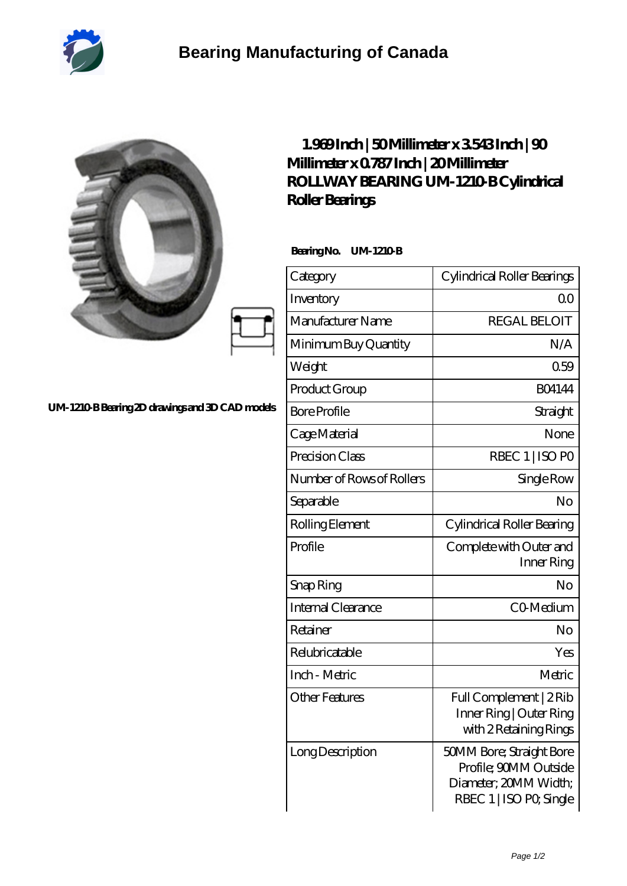# Bearing Manufacturing of Canada

## 1.969 Inch | 50 Millimeter x 3.543 Inch | 90 Millimeter x 0.787 Inch | 20 Millimeter ROLLWAY BEARING UM-1210-B Cylindrical Roller Bearings

UM-1210-B Bearing 2D drawings and 3D CAD models

**Bearing No. UM-1210-B**

| Category | Cylindrical Roller Bearings |
|---|---|
| Inventory | 0.0 |
| Manufacturer Name | REGAL BELOIT |
| Minimum Buy Quantity | N/A |
| Weight | 0.59 |
| Product Group | B04144 |
| Bore Profile | Straight |
| Cage Material | None |
| Precision Class | RBEC 1 \| ISO P0 |
| Number of Rows of Rollers | Single Row |
| Separable | No |
| Rolling Element | Cylindrical Roller Bearing |
| Profile | Complete with Outer and Inner Ring |
| Snap Ring | No |
| Internal Clearance | C0-Medium |
| Retainer | No |
| Relubricatable | Yes |
| Inch - Metric | Metric |
| Other Features | Full Complement \| 2 Rib Inner Ring \| Outer Ring with 2 Retaining Rings |
| Long Description | 50MM Bore; Straight Bore Profile; 90MM Outside Diameter; 20MM Width; RBEC 1 \| ISO P0; Single |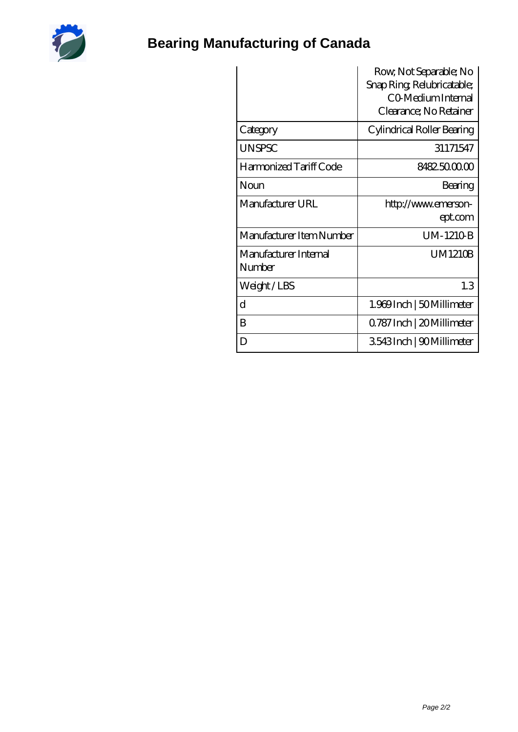|  |  |
|---|---|
|  | Row; Not Separable; No Snap Ring; Relubricatable; C0-Medium Internal Clearance; No Retainer |
| Category | Cylindrical Roller Bearing |
| UNSPSC | 31171547 |
| Harmonized Tariff Code | 8482.50.00.00 |
| Noun | Bearing |
| Manufacturer URL | http://www.emerson-ept.com |
| Manufacturer Item Number | UM-1210-B |
| Manufacturer Internal Number | UM1210B |
| Weight / LBS | 1.3 |
| d | 1.969 Inch \| 50 Millimeter |
| B | 0.787 Inch \| 20 Millimeter |
| D | 3.543 Inch \| 90 Millimeter |